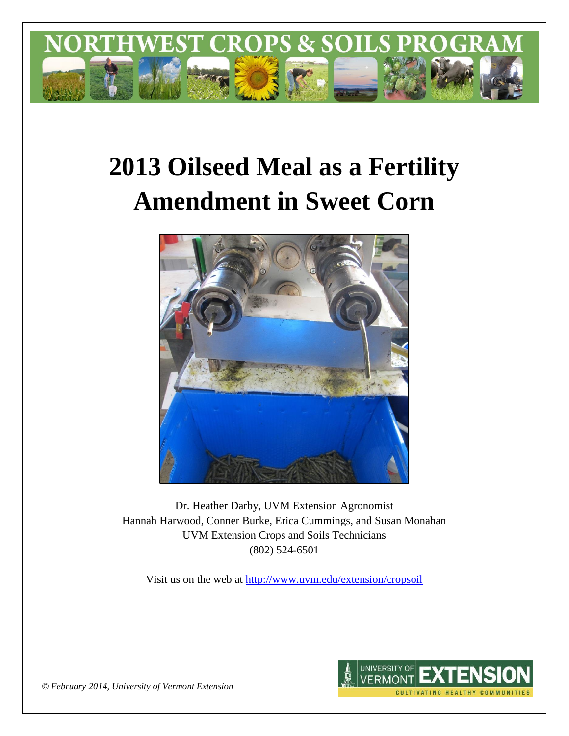# NORTHWEST CROPS & SOILS PROGRAM

# 2013 Oilseed Meal as a Fertility Amendment in Sweet Corn

Dr. Heather Darby, UVM Extension Agronomist
Hannah Harwood, Conner Burke, Erica Cummings, and Susan Monahan
UVM Extension Crops and Soils Technicians
(802) 524-6501

Visit us on the web at http://www.uvm.edu/extension/cropsoil

*© February 2014, University of Vermont Extension*

UNIVERSITY OF VERMONT EXTENSION
CULTIVATING HEALTHY COMMUNITIES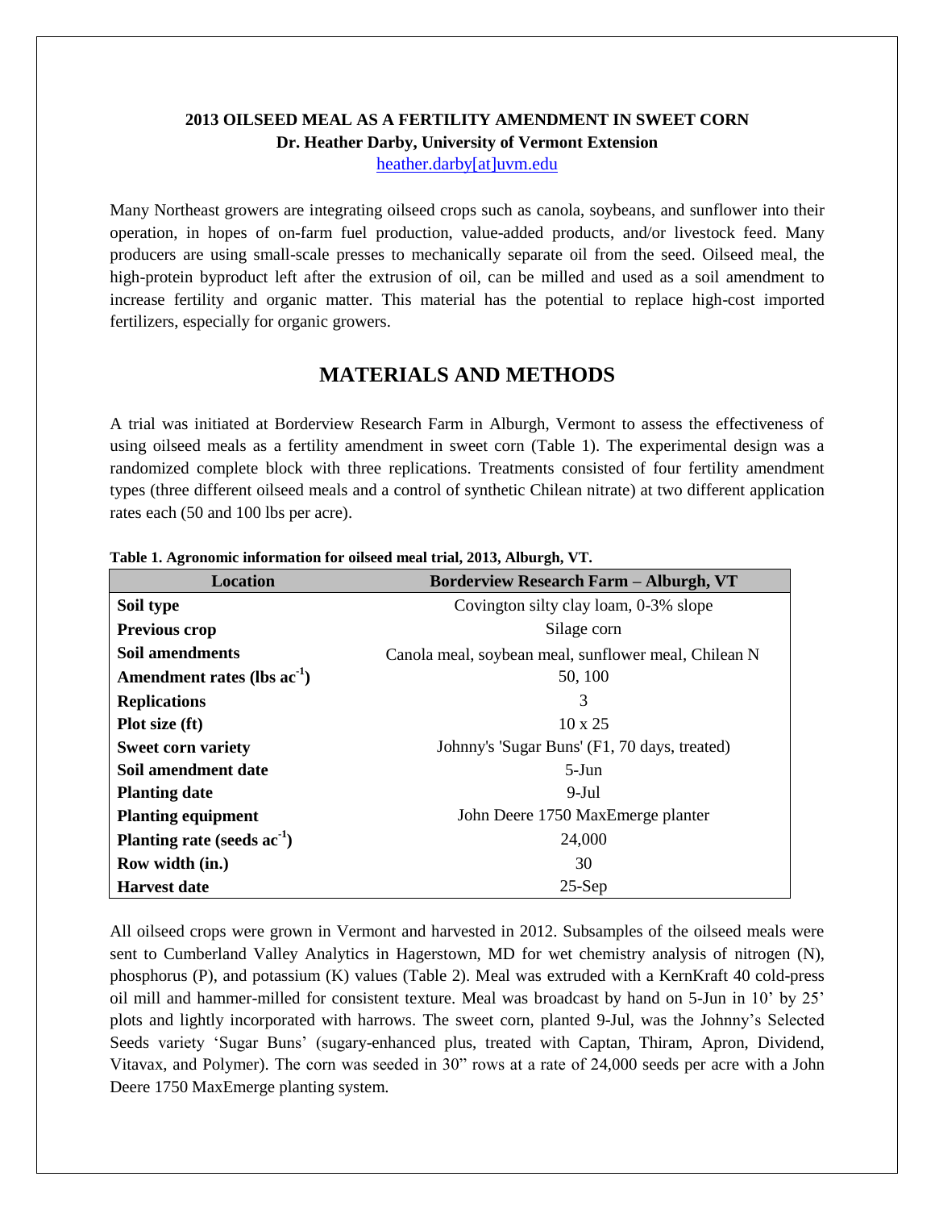**2013 OILSEED MEAL AS A FERTILITY AMENDMENT IN SWEET CORN**
**Dr. Heather Darby, University of Vermont Extension**
heather.darby[at]uvm.edu

Many Northeast growers are integrating oilseed crops such as canola, soybeans, and sunflower into their operation, in hopes of on-farm fuel production, value-added products, and/or livestock feed. Many producers are using small-scale presses to mechanically separate oil from the seed. Oilseed meal, the high-protein byproduct left after the extrusion of oil, can be milled and used as a soil amendment to increase fertility and organic matter. This material has the potential to replace high-cost imported fertilizers, especially for organic growers.

## MATERIALS AND METHODS

A trial was initiated at Borderview Research Farm in Alburgh, Vermont to assess the effectiveness of using oilseed meals as a fertility amendment in sweet corn (Table 1). The experimental design was a randomized complete block with three replications. Treatments consisted of four fertility amendment types (three different oilseed meals and a control of synthetic Chilean nitrate) at two different application rates each (50 and 100 lbs per acre).

**Table 1. Agronomic information for oilseed meal trial, 2013, Alburgh, VT.**

| Location | Borderview Research Farm – Alburgh, VT |
|---|---|
| **Soil type** | Covington silty clay loam, 0-3% slope |
| **Previous crop** | Silage corn |
| **Soil amendments** | Canola meal, soybean meal, sunflower meal, Chilean N |
| **Amendment rates (lbs $ac^{-1}$)** | 50, 100 |
| **Replications** | 3 |
| **Plot size (ft)** | 10 x 25 |
| **Sweet corn variety** | Johnny's 'Sugar Buns' (F1, 70 days, treated) |
| **Soil amendment date** | 5-Jun |
| **Planting date** | 9-Jul |
| **Planting equipment** | John Deere 1750 MaxEmerge planter |
| **Planting rate (seeds $ac^{-1}$)** | 24,000 |
| **Row width (in.)** | 30 |
| **Harvest date** | 25-Sep |

All oilseed crops were grown in Vermont and harvested in 2012. Subsamples of the oilseed meals were sent to Cumberland Valley Analytics in Hagerstown, MD for wet chemistry analysis of nitrogen (N), phosphorus (P), and potassium (K) values (Table 2). Meal was extruded with a KernKraft 40 cold-press oil mill and hammer-milled for consistent texture. Meal was broadcast by hand on 5-Jun in 10' by 25' plots and lightly incorporated with harrows. The sweet corn, planted 9-Jul, was the Johnny's Selected Seeds variety 'Sugar Buns' (sugary-enhanced plus, treated with Captan, Thiram, Apron, Dividend, Vitavax, and Polymer). The corn was seeded in 30" rows at a rate of 24,000 seeds per acre with a John Deere 1750 MaxEmerge planting system.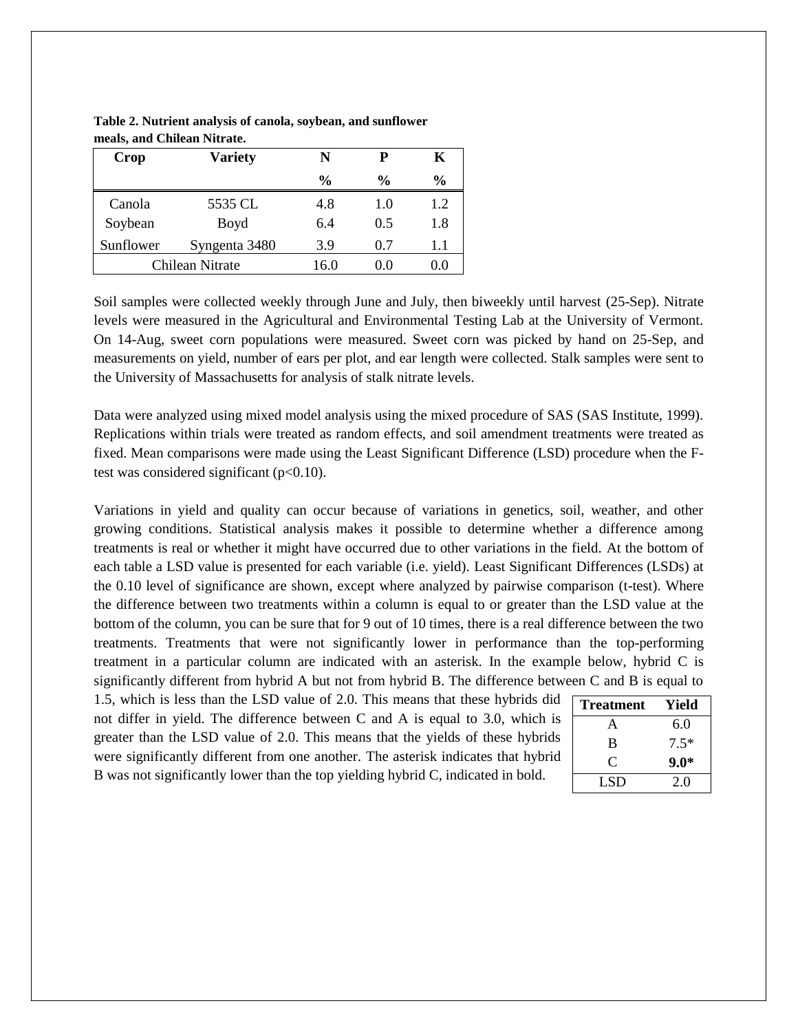**Table 2. Nutrient analysis of canola, soybean, and sunflower meals, and Chilean Nitrate.**

| Crop | Variety | N | P | K |
|---|---|---|---|---|
| | | % | % | % |
| Canola | 5535 CL | 4.8 | 1.0 | 1.2 |
| Soybean | Boyd | 6.4 | 0.5 | 1.8 |
| Sunflower | Syngenta 3480 | 3.9 | 0.7 | 1.1 |
| Chilean Nitrate | | 16.0 | 0.0 | 0.0 |

Soil samples were collected weekly through June and July, then biweekly until harvest (25-Sep). Nitrate levels were measured in the Agricultural and Environmental Testing Lab at the University of Vermont. On 14-Aug, sweet corn populations were measured. Sweet corn was picked by hand on 25-Sep, and measurements on yield, number of ears per plot, and ear length were collected. Stalk samples were sent to the University of Massachusetts for analysis of stalk nitrate levels.

Data were analyzed using mixed model analysis using the mixed procedure of SAS (SAS Institute, 1999). Replications within trials were treated as random effects, and soil amendment treatments were treated as fixed. Mean comparisons were made using the Least Significant Difference (LSD) procedure when the F-test was considered significant ($p<0.10$).

Variations in yield and quality can occur because of variations in genetics, soil, weather, and other growing conditions. Statistical analysis makes it possible to determine whether a difference among treatments is real or whether it might have occurred due to other variations in the field. At the bottom of each table a LSD value is presented for each variable (i.e. yield). Least Significant Differences (LSDs) at the 0.10 level of significance are shown, except where analyzed by pairwise comparison (t-test). Where the difference between two treatments within a column is equal to or greater than the LSD value at the bottom of the column, you can be sure that for 9 out of 10 times, there is a real difference between the two treatments. Treatments that were not significantly lower in performance than the top-performing treatment in a particular column are indicated with an asterisk. In the example below, hybrid C is significantly different from hybrid A but not from hybrid B. The difference between C and B is equal to 1.5, which is less than the LSD value of 2.0. This means that these hybrids did not differ in yield. The difference between C and A is equal to 3.0, which is greater than the LSD value of 2.0. This means that the yields of these hybrids were significantly different from one another. The asterisk indicates that hybrid B was not significantly lower than the top yielding hybrid C, indicated in bold.

| Treatment | Yield |
|---|---|
| A | 6.0 |
| B | 7.5* |
| C | **9.0*** |
| LSD | 2.0 |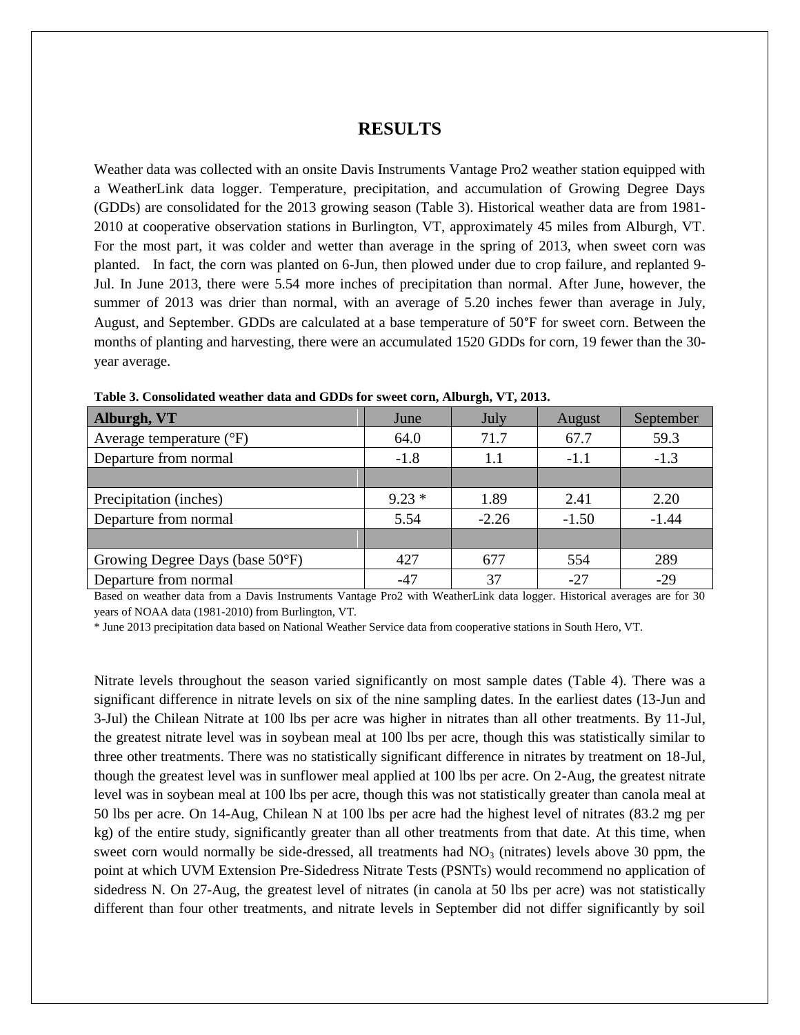# RESULTS

Weather data was collected with an onsite Davis Instruments Vantage Pro2 weather station equipped with a WeatherLink data logger. Temperature, precipitation, and accumulation of Growing Degree Days (GDDs) are consolidated for the 2013 growing season (Table 3). Historical weather data are from 1981-2010 at cooperative observation stations in Burlington, VT, approximately 45 miles from Alburgh, VT. For the most part, it was colder and wetter than average in the spring of 2013, when sweet corn was planted. In fact, the corn was planted on 6-Jun, then plowed under due to crop failure, and replanted 9-Jul. In June 2013, there were 5.54 more inches of precipitation than normal. After June, however, the summer of 2013 was drier than normal, with an average of 5.20 inches fewer than average in July, August, and September. GDDs are calculated at a base temperature of 50°F for sweet corn. Between the months of planting and harvesting, there were an accumulated 1520 GDDs for corn, 19 fewer than the 30-year average.

**Table 3. Consolidated weather data and GDDs for sweet corn, Alburgh, VT, 2013.**

| Alburgh, VT | June | July | August | September |
|---|---|---|---|---|
| Average temperature (°F) | 64.0 | 71.7 | 67.7 | 59.3 |
| Departure from normal | -1.8 | 1.1 | -1.1 | -1.3 |
| | | | | |
| Precipitation (inches) | 9.23 * | 1.89 | 2.41 | 2.20 |
| Departure from normal | 5.54 | -2.26 | -1.50 | -1.44 |
| | | | | |
| Growing Degree Days (base 50°F) | 427 | 677 | 554 | 289 |
| Departure from normal | -47 | 37 | -27 | -29 |

Based on weather data from a Davis Instruments Vantage Pro2 with WeatherLink data logger. Historical averages are for 30 years of NOAA data (1981-2010) from Burlington, VT.

* June 2013 precipitation data based on National Weather Service data from cooperative stations in South Hero, VT.

Nitrate levels throughout the season varied significantly on most sample dates (Table 4). There was a significant difference in nitrate levels on six of the nine sampling dates. In the earliest dates (13-Jun and 3-Jul) the Chilean Nitrate at 100 lbs per acre was higher in nitrates than all other treatments. By 11-Jul, the greatest nitrate level was in soybean meal at 100 lbs per acre, though this was statistically similar to three other treatments. There was no statistically significant difference in nitrates by treatment on 18-Jul, though the greatest level was in sunflower meal applied at 100 lbs per acre. On 2-Aug, the greatest nitrate level was in soybean meal at 100 lbs per acre, though this was not statistically greater than canola meal at 50 lbs per acre. On 14-Aug, Chilean N at 100 lbs per acre had the highest level of nitrates (83.2 mg per kg) of the entire study, significantly greater than all other treatments from that date. At this time, when sweet corn would normally be side-dressed, all treatments had $NO_3$ (nitrates) levels above 30 ppm, the point at which UVM Extension Pre-Sidedress Nitrate Tests (PSNTs) would recommend no application of sidedress N. On 27-Aug, the greatest level of nitrates (in canola at 50 lbs per acre) was not statistically different than four other treatments, and nitrate levels in September did not differ significantly by soil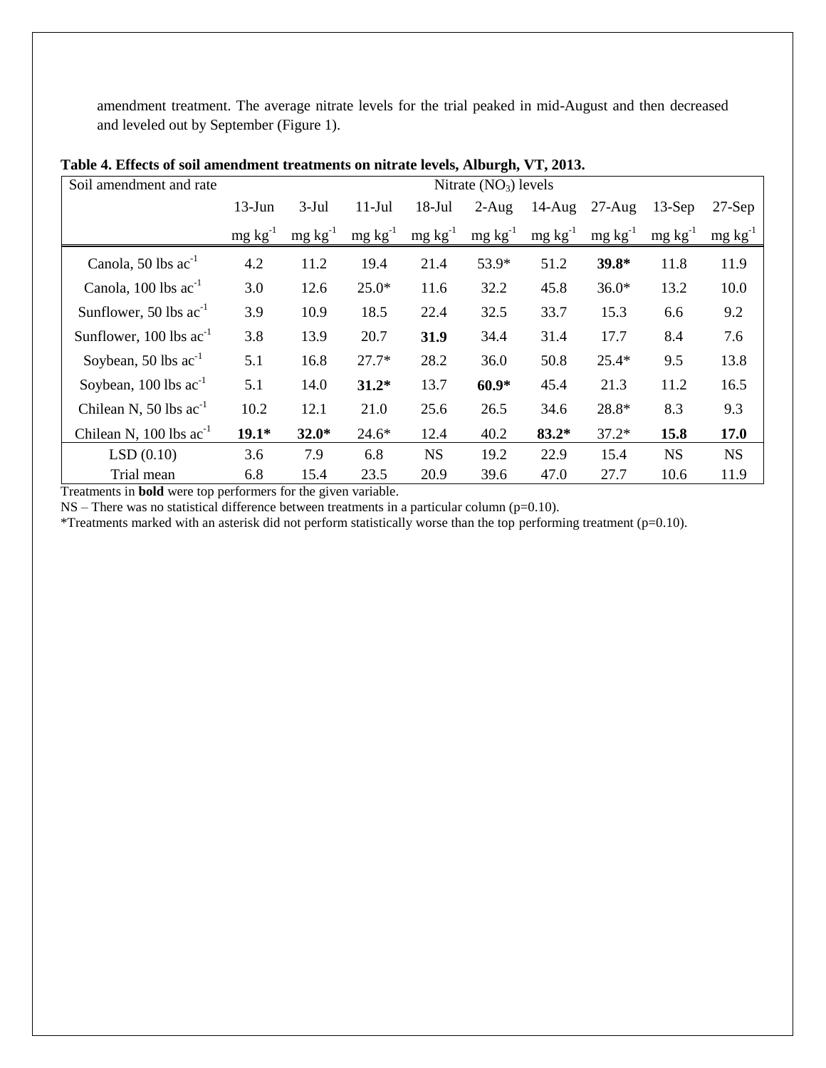amendment treatment. The average nitrate levels for the trial peaked in mid-August and then decreased and leveled out by September (Figure 1).

**Table 4. Effects of soil amendment treatments on nitrate levels, Alburgh, VT, 2013.**

| Soil amendment and rate | Nitrate ($NO_3$) levels | | | | | | | | |
|---|---|---|---|---|---|---|---|---|---|
| | 13-Jun | 3-Jul | 11-Jul | 18-Jul | 2-Aug | 14-Aug | 27-Aug | 13-Sep | 27-Sep |
| | mg kg$^{-1}$ | mg kg$^{-1}$ | mg kg$^{-1}$ | mg kg$^{-1}$ | mg kg$^{-1}$ | mg kg$^{-1}$ | mg kg$^{-1}$ | mg kg$^{-1}$ | mg kg$^{-1}$ |
| Canola, 50 lbs ac$^{-1}$ | 4.2 | 11.2 | 19.4 | 21.4 | 53.9* | 51.2 | **39.8*** | 11.8 | 11.9 |
| Canola, 100 lbs ac$^{-1}$ | 3.0 | 12.6 | 25.0* | 11.6 | 32.2 | 45.8 | 36.0* | 13.2 | 10.0 |
| Sunflower, 50 lbs ac$^{-1}$ | 3.9 | 10.9 | 18.5 | 22.4 | 32.5 | 33.7 | 15.3 | 6.6 | 9.2 |
| Sunflower, 100 lbs ac$^{-1}$ | 3.8 | 13.9 | 20.7 | **31.9** | 34.4 | 31.4 | 17.7 | 8.4 | 7.6 |
| Soybean, 50 lbs ac$^{-1}$ | 5.1 | 16.8 | 27.7* | 28.2 | 36.0 | 50.8 | 25.4* | 9.5 | 13.8 |
| Soybean, 100 lbs ac$^{-1}$ | 5.1 | 14.0 | **31.2*** | 13.7 | **60.9*** | 45.4 | 21.3 | 11.2 | 16.5 |
| Chilean N, 50 lbs ac$^{-1}$ | 10.2 | 12.1 | 21.0 | 25.6 | 26.5 | 34.6 | 28.8* | 8.3 | 9.3 |
| Chilean N, 100 lbs ac$^{-1}$ | **19.1*** | **32.0*** | 24.6* | 12.4 | 40.2 | **83.2*** | 37.2* | **15.8** | **17.0** |
| LSD (0.10) | 3.6 | 7.9 | 6.8 | NS | 19.2 | 22.9 | 15.4 | NS | NS |
| Trial mean | 6.8 | 15.4 | 23.5 | 20.9 | 39.6 | 47.0 | 27.7 | 10.6 | 11.9 |

Treatments in **bold** were top performers for the given variable.
NS – There was no statistical difference between treatments in a particular column (p=0.10).
*Treatments marked with an asterisk did not perform statistically worse than the top performing treatment (p=0.10).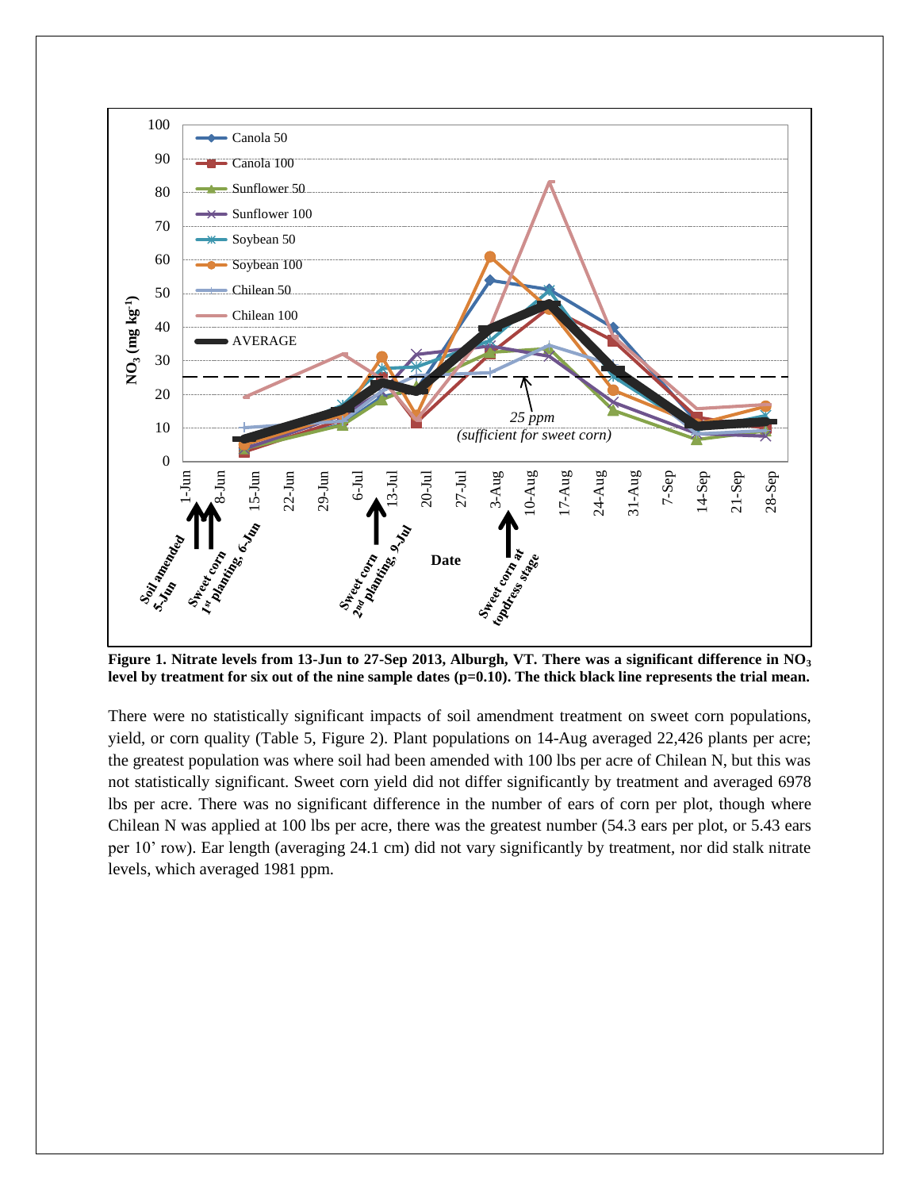**Figure 1. Nitrate levels from 13-Jun to 27-Sep 2013, Alburgh, VT. There was a significant difference in $NO_3$ level by treatment for six out of the nine sample dates (p=0.10). The thick black line represents the trial mean.**

There were no statistically significant impacts of soil amendment treatment on sweet corn populations, yield, or corn quality (Table 5, Figure 2). Plant populations on 14-Aug averaged 22,426 plants per acre; the greatest population was where soil had been amended with 100 lbs per acre of Chilean N, but this was not statistically significant. Sweet corn yield did not differ significantly by treatment and averaged 6978 lbs per acre. There was no significant difference in the number of ears of corn per plot, though where Chilean N was applied at 100 lbs per acre, there was the greatest number (54.3 ears per plot, or 5.43 ears per 10' row). Ear length (averaging 24.1 cm) did not vary significantly by treatment, nor did stalk nitrate levels, which averaged 1981 ppm.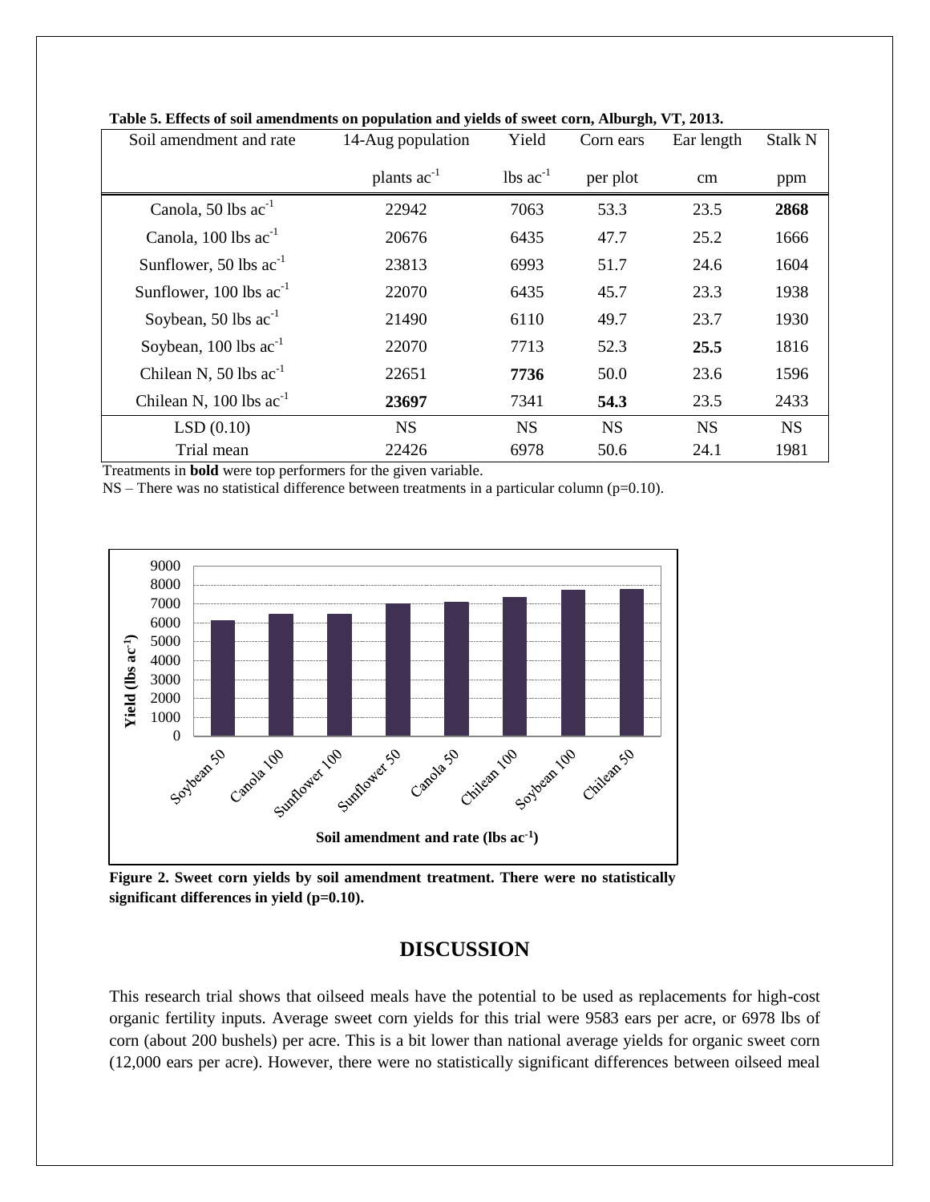**Table 5. Effects of soil amendments on population and yields of sweet corn, Alburgh, VT, 2013.**

| Soil amendment and rate | 14-Aug population | Yield | Corn ears | Ear length | Stalk N |
|---|---|---|---|---|---|
| | plants $ac^{-1}$ | lbs $ac^{-1}$ | per plot | cm | ppm |
| Canola, 50 lbs $ac^{-1}$ | 22942 | 7063 | 53.3 | 23.5 | **2868** |
| Canola, 100 lbs $ac^{-1}$ | 20676 | 6435 | 47.7 | 25.2 | 1666 |
| Sunflower, 50 lbs $ac^{-1}$ | 23813 | 6993 | 51.7 | 24.6 | 1604 |
| Sunflower, 100 lbs $ac^{-1}$ | 22070 | 6435 | 45.7 | 23.3 | 1938 |
| Soybean, 50 lbs $ac^{-1}$ | 21490 | 6110 | 49.7 | 23.7 | 1930 |
| Soybean, 100 lbs $ac^{-1}$ | 22070 | 7713 | 52.3 | **25.5** | 1816 |
| Chilean N, 50 lbs $ac^{-1}$ | 22651 | **7736** | 50.0 | 23.6 | 1596 |
| Chilean N, 100 lbs $ac^{-1}$ | **23697** | 7341 | **54.3** | 23.5 | 2433 |
| LSD (0.10) | NS | NS | NS | NS | NS |
| Trial mean | 22426 | 6978 | 50.6 | 24.1 | 1981 |

Treatments in **bold** were top performers for the given variable.

NS – There was no statistical difference between treatments in a particular column (p=0.10).

**Figure 2. Sweet corn yields by soil amendment treatment. There were no statistically significant differences in yield (p=0.10).**

## DISCUSSION

This research trial shows that oilseed meals have the potential to be used as replacements for high-cost organic fertility inputs. Average sweet corn yields for this trial were 9583 ears per acre, or 6978 lbs of corn (about 200 bushels) per acre. This is a bit lower than national average yields for organic sweet corn (12,000 ears per acre). However, there were no statistically significant differences between oilseed meal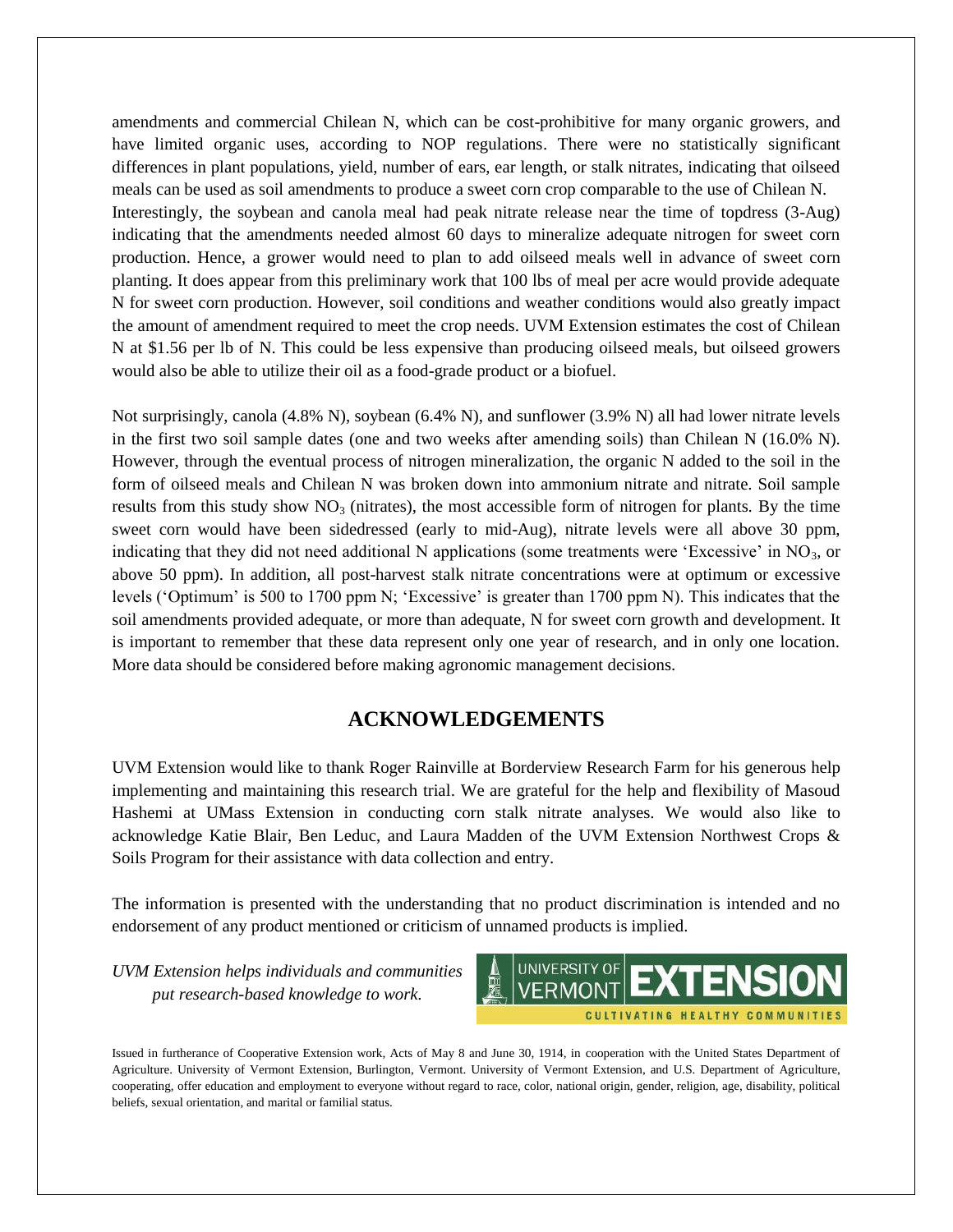amendments and commercial Chilean N, which can be cost-prohibitive for many organic growers, and have limited organic uses, according to NOP regulations. There were no statistically significant differences in plant populations, yield, number of ears, ear length, or stalk nitrates, indicating that oilseed meals can be used as soil amendments to produce a sweet corn crop comparable to the use of Chilean N. Interestingly, the soybean and canola meal had peak nitrate release near the time of topdress (3-Aug) indicating that the amendments needed almost 60 days to mineralize adequate nitrogen for sweet corn production. Hence, a grower would need to plan to add oilseed meals well in advance of sweet corn planting. It does appear from this preliminary work that 100 lbs of meal per acre would provide adequate N for sweet corn production. However, soil conditions and weather conditions would also greatly impact the amount of amendment required to meet the crop needs. UVM Extension estimates the cost of Chilean N at $1.56 per lb of N. This could be less expensive than producing oilseed meals, but oilseed growers would also be able to utilize their oil as a food-grade product or a biofuel.

Not surprisingly, canola (4.8% N), soybean (6.4% N), and sunflower (3.9% N) all had lower nitrate levels in the first two soil sample dates (one and two weeks after amending soils) than Chilean N (16.0% N). However, through the eventual process of nitrogen mineralization, the organic N added to the soil in the form of oilseed meals and Chilean N was broken down into ammonium nitrate and nitrate. Soil sample results from this study show $NO_3$ (nitrates), the most accessible form of nitrogen for plants. By the time sweet corn would have been sidedressed (early to mid-Aug), nitrate levels were all above 30 ppm, indicating that they did not need additional N applications (some treatments were 'Excessive' in $NO_3$, or above 50 ppm). In addition, all post-harvest stalk nitrate concentrations were at optimum or excessive levels ('Optimum' is 500 to 1700 ppm N; 'Excessive' is greater than 1700 ppm N). This indicates that the soil amendments provided adequate, or more than adequate, N for sweet corn growth and development. It is important to remember that these data represent only one year of research, and in only one location. More data should be considered before making agronomic management decisions.

## ACKNOWLEDGEMENTS

UVM Extension would like to thank Roger Rainville at Borderview Research Farm for his generous help implementing and maintaining this research trial. We are grateful for the help and flexibility of Masoud Hashemi at UMass Extension in conducting corn stalk nitrate analyses. We would also like to acknowledge Katie Blair, Ben Leduc, and Laura Madden of the UVM Extension Northwest Crops & Soils Program for their assistance with data collection and entry.

The information is presented with the understanding that no product discrimination is intended and no endorsement of any product mentioned or criticism of unnamed products is implied.

*UVM Extension helps individuals and communities put research-based knowledge to work.*

UNIVERSITY OF VERMONT EXTENSION
CULTIVATING HEALTHY COMMUNITIES

Issued in furtherance of Cooperative Extension work, Acts of May 8 and June 30, 1914, in cooperation with the United States Department of Agriculture. University of Vermont Extension, Burlington, Vermont. University of Vermont Extension, and U.S. Department of Agriculture, cooperating, offer education and employment to everyone without regard to race, color, national origin, gender, religion, age, disability, political beliefs, sexual orientation, and marital or familial status.